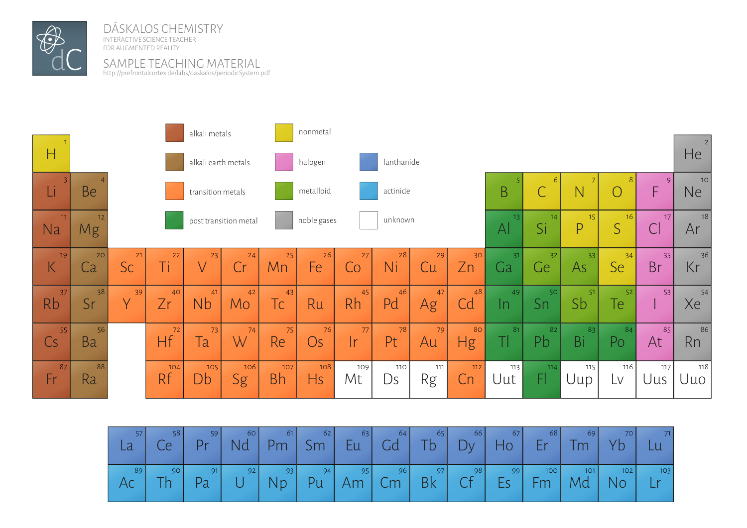# DÁSKALOS CHEMISTRY

INTERACTIVE SCIENCE TEACHER
FOR AUGMENTED REALITY

## SAMPLE TEACHING MATERIAL

http://prefrontalcortex.de/labs/daskalos/periodicSystem.pdf

| | | | | | | | | | | | | | | | | | |
|---|---|---|---|---|---|---|---|---|---|---|---|---|---|---|---|---|---|
| 1 H | | | | | | | | | | | | | | | | | 2 He |
| 3 Li | 4 Be | | | | | | | | | | | 5 B | 6 C | 7 N | 8 O | 9 F | 10 Ne |
| 11 Na | 12 Mg | | | | | | | | | | | 13 Al | 14 Si | 15 P | 16 S | 17 Cl | 18 Ar |
| 19 K | 20 Ca | 21 Sc | 22 Ti | 23 V | 24 Cr | 25 Mn | 26 Fe | 27 Co | 28 Ni | 29 Cu | 30 Zn | 31 Ga | 32 Ge | 33 As | 34 Se | 35 Br | 36 Kr |
| 37 Rb | 38 Sr | 39 Y | 40 Zr | 41 Nb | 42 Mo | 43 Tc | Ru | 45 Rh | 46 Pd | 47 Ag | 48 Cd | 49 In | 50 Sn | 51 Sb | 52 Te | 53 I | 54 Xe |
| 55 Cs | 56 Ba | | 72 Hf | 73 Ta | 74 W | 75 Re | 76 Os | 77 Ir | 78 Pt | 79 Au | 80 Hg | 81 Tl | 82 Pb | 83 Bi | 84 Po | 85 At | 86 Rn |
| 87 Fr | 88 Ra | | 104 Rf | 105 Db | 106 Sg | 107 Bh | 108 Hs | 109 Mt | 110 Ds | 111 Rg | 112 Cn | 113 Uut | 114 Fl | 115 Uup | 116 Lv | 117 Uus | 118 Uuo |

| | | | | | | | | | | | | | | |
|---|---|---|---|---|---|---|---|---|---|---|---|---|---|---|
| 57 La | 58 Ce | 59 Pr | 60 Nd | 61 Pm | 62 Sm | 63 Eu | 64 Gd | 65 Tb | 66 Dy | 67 Ho | 68 Er | 69 Tm | 70 Yb | 71 Lu |
| 89 Ac | 90 Th | 91 Pa | 92 U | 93 Np | 94 Pu | 95 Am | 96 Cm | 97 Bk | 98 Cf | 99 Es | 100 Fm | 101 Md | 102 No | 103 Lr |

Legend:

- alkali metals
- alkali earth metals
- transition metals
- post transition metal
- nonmetal
- halogen
- metalloid
- noble gases
- lanthanide
- actinide
- unknown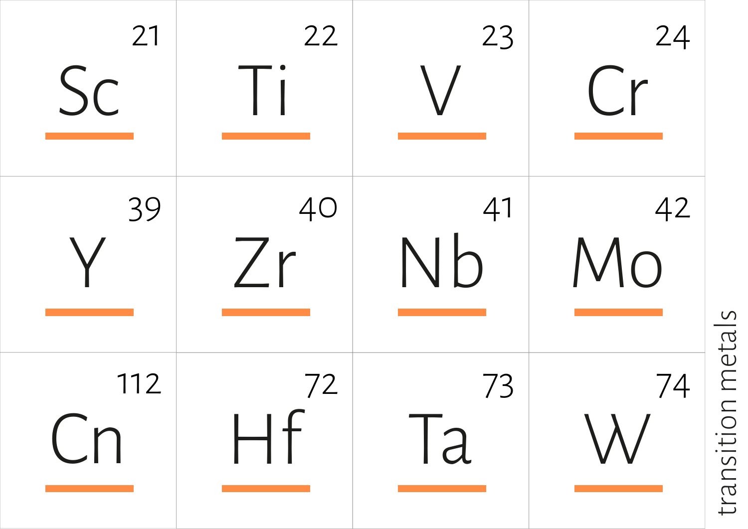| | | | |
|---|---|---|---|
| 21 Sc | 22 Ti | 23 V | 24 Cr |
| 39 Y | 40 Zr | 41 Nb | 42 Mo |
| 112 Cn | 72 Hf | 73 Ta | 74 W |

transition metals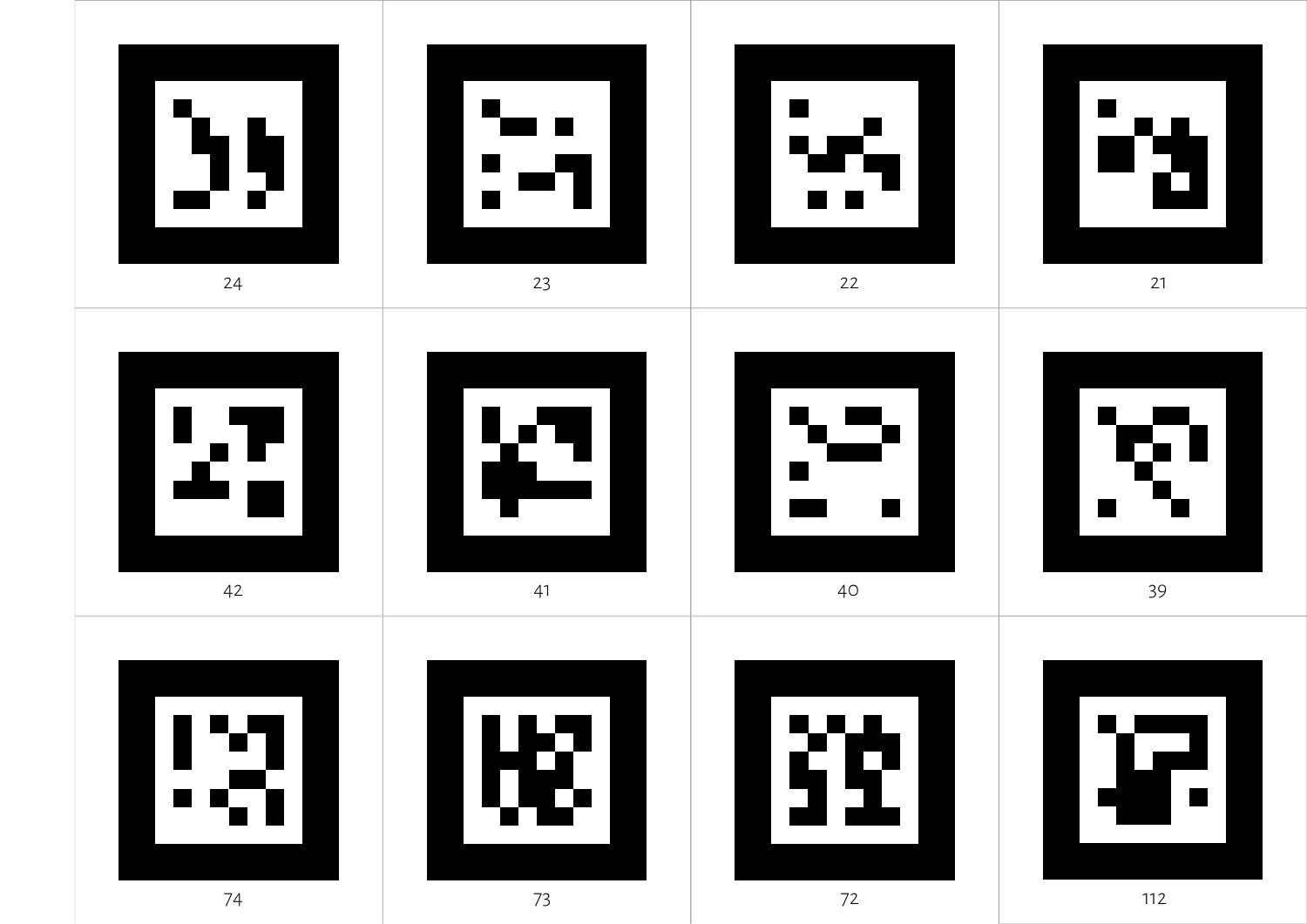| | | | |
|---|---|---|---|
| 24 | 23 | 22 | 21 |
| 42 | 41 | 40 | 39 |
| 74 | 73 | 72 | 112 |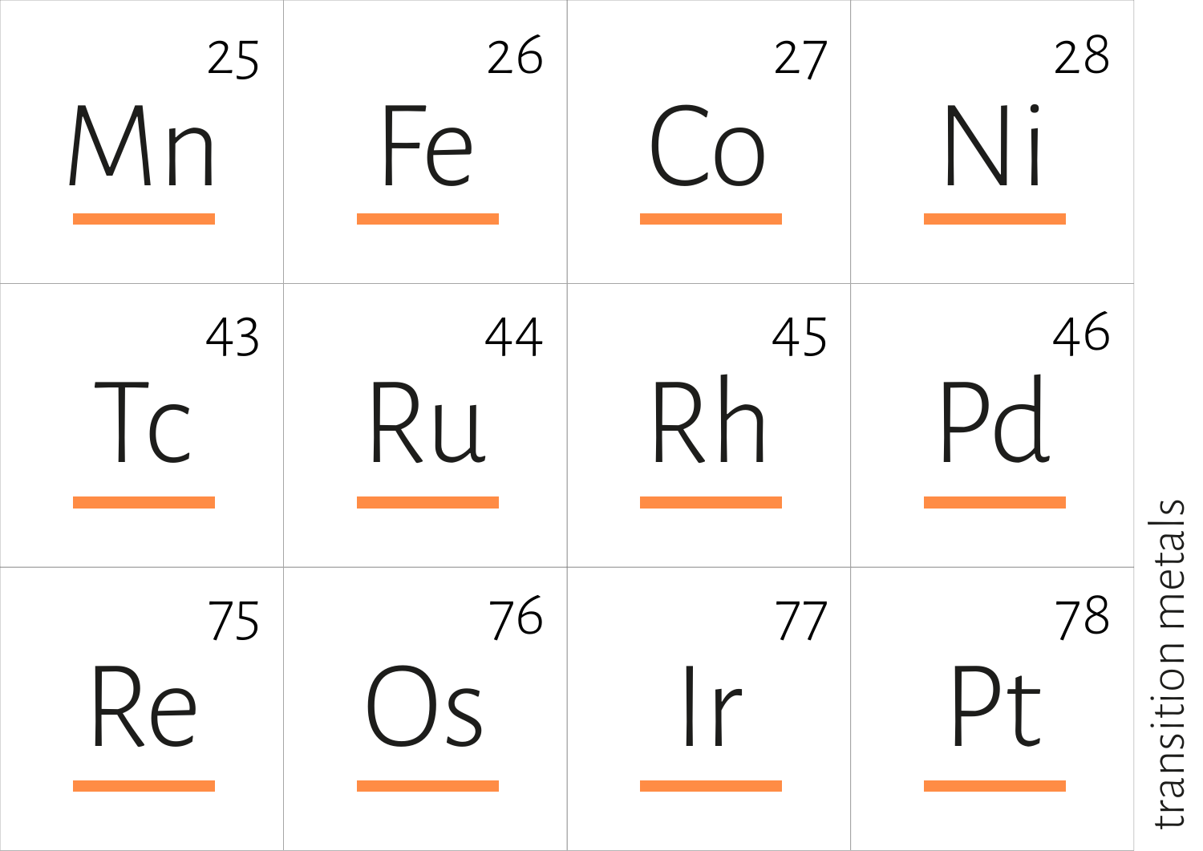| | | | |
|---|---|---|---|
| 25 Mn | 26 Fe | 27 Co | 28 Ni |
| 43 Tc | 44 Ru | 45 Rh | 46 Pd |
| 75 Re | 76 Os | 77 Ir | 78 Pt |

transition metals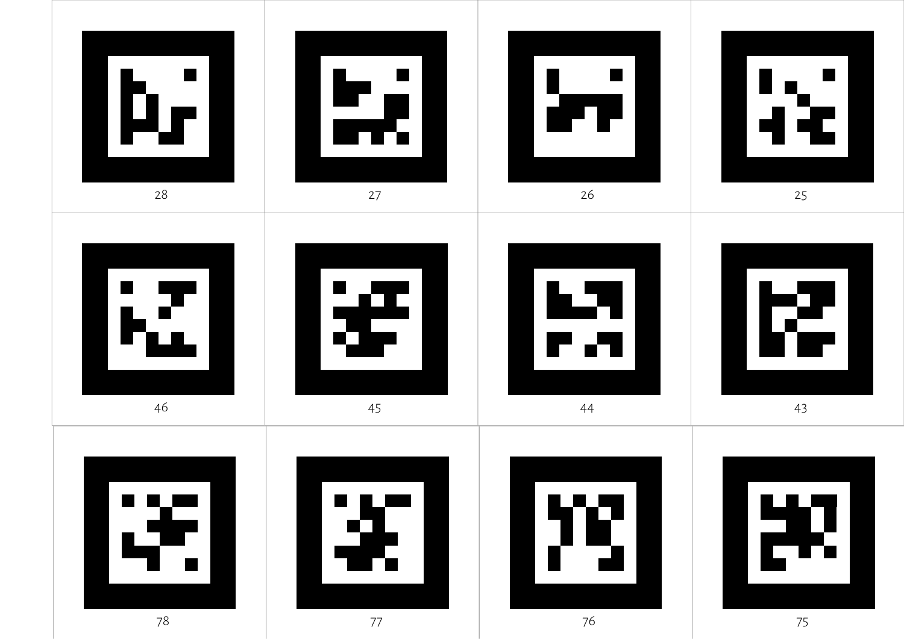28

27

26

25

46

45

44

43

78

77

76

75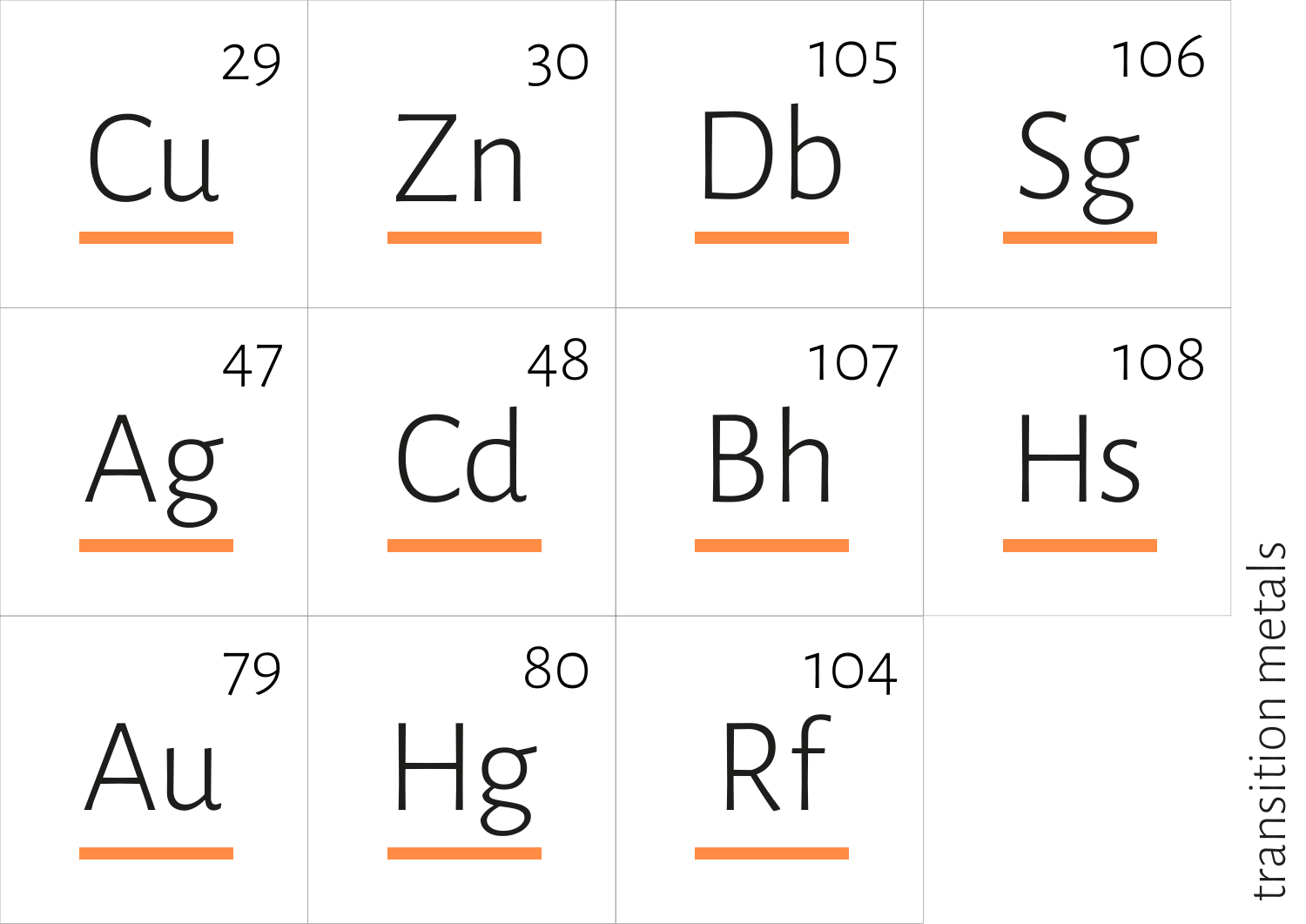| | | | |
|---|---|---|---|
| 29 Cu | 30 Zn | 105 Db | 106 Sg |
| 47 Ag | 48 Cd | 107 Bh | 108 Hs |
| 79 Au | 80 Hg | 104 Rf | |

transition metals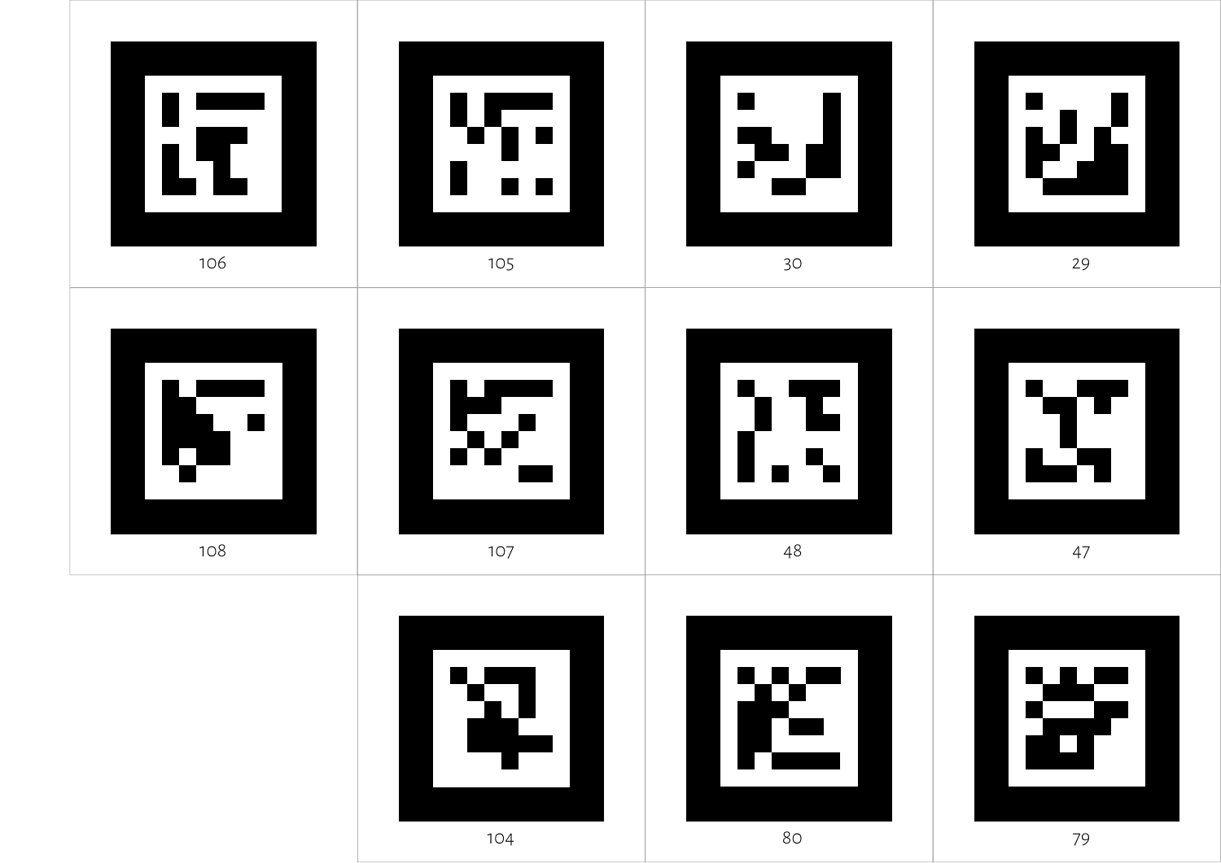106

105

30

29

108

107

48

47

104

80

79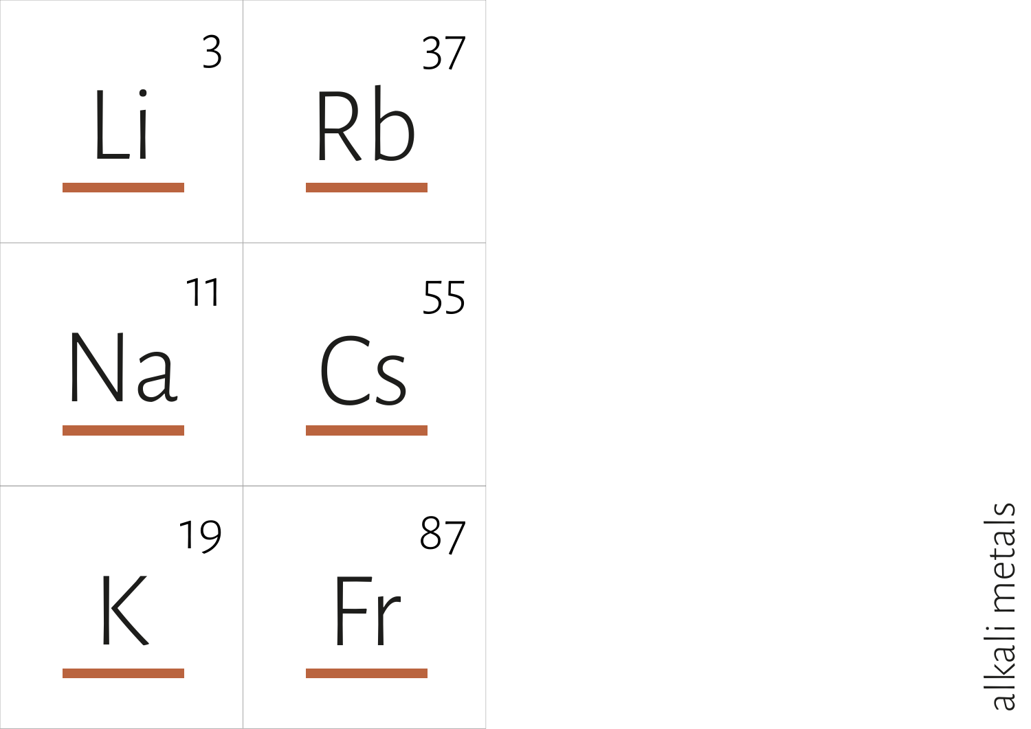| | |
|---|---|
| 3 Li | 37 Rb |
| 11 Na | 55 Cs |
| 19 K | 87 Fr |

alkali metals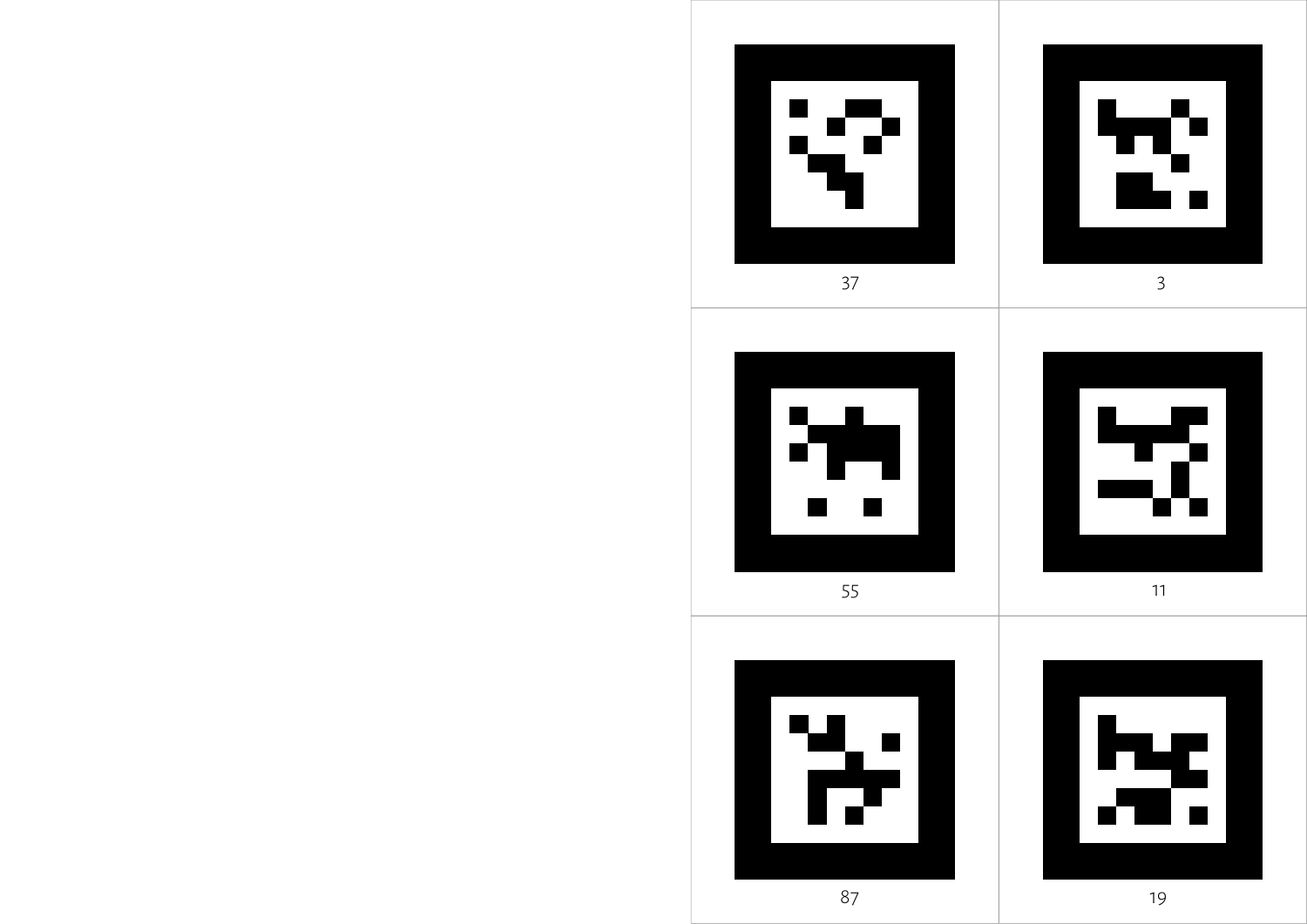37

3

55

11

87

19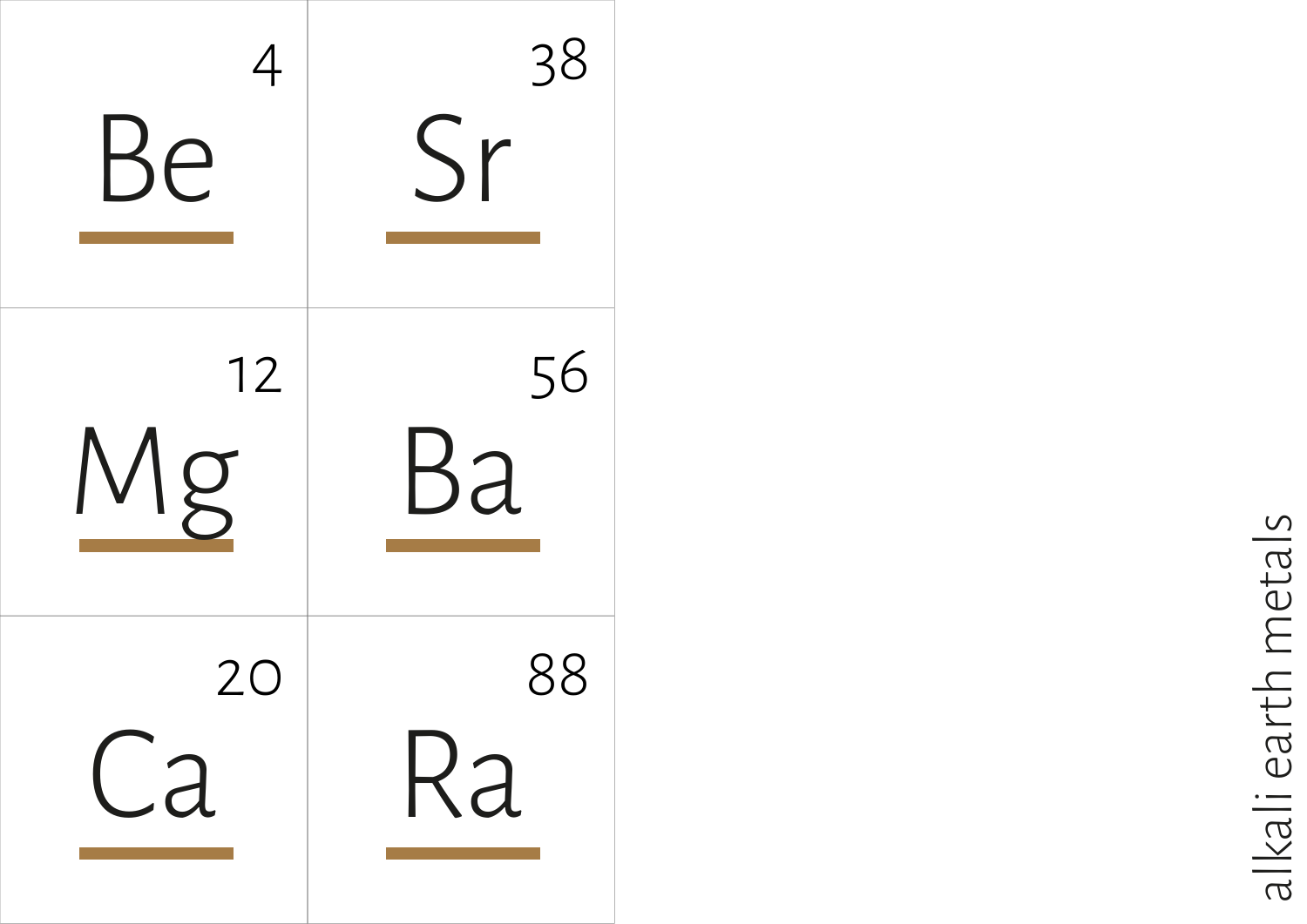| | |
|---|---|
| 4 Be | 38 Sr |
| 12 Mg | 56 Ba |
| 20 Ca | 88 Ra |

alkali earth metals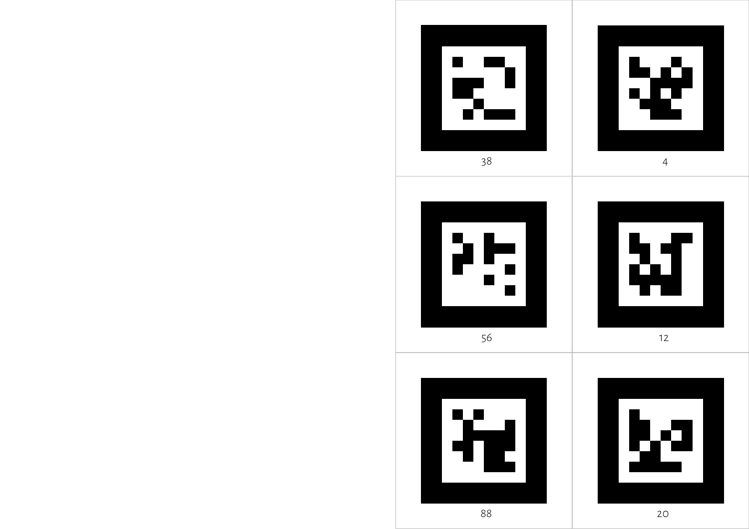38

4

56

12

88

20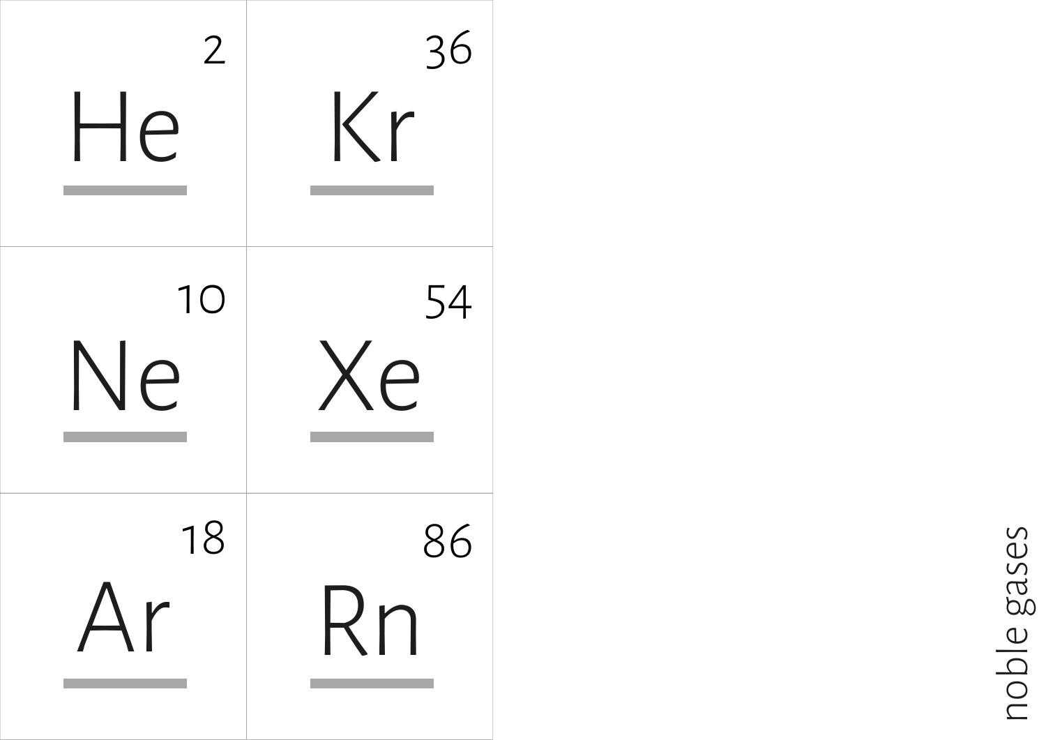| | |
|---|---|
| 2 **He** | 36 **Kr** |
| 10 **Ne** | 54 **Xe** |
| 18 **Ar** | 86 **Rn** |

noble gases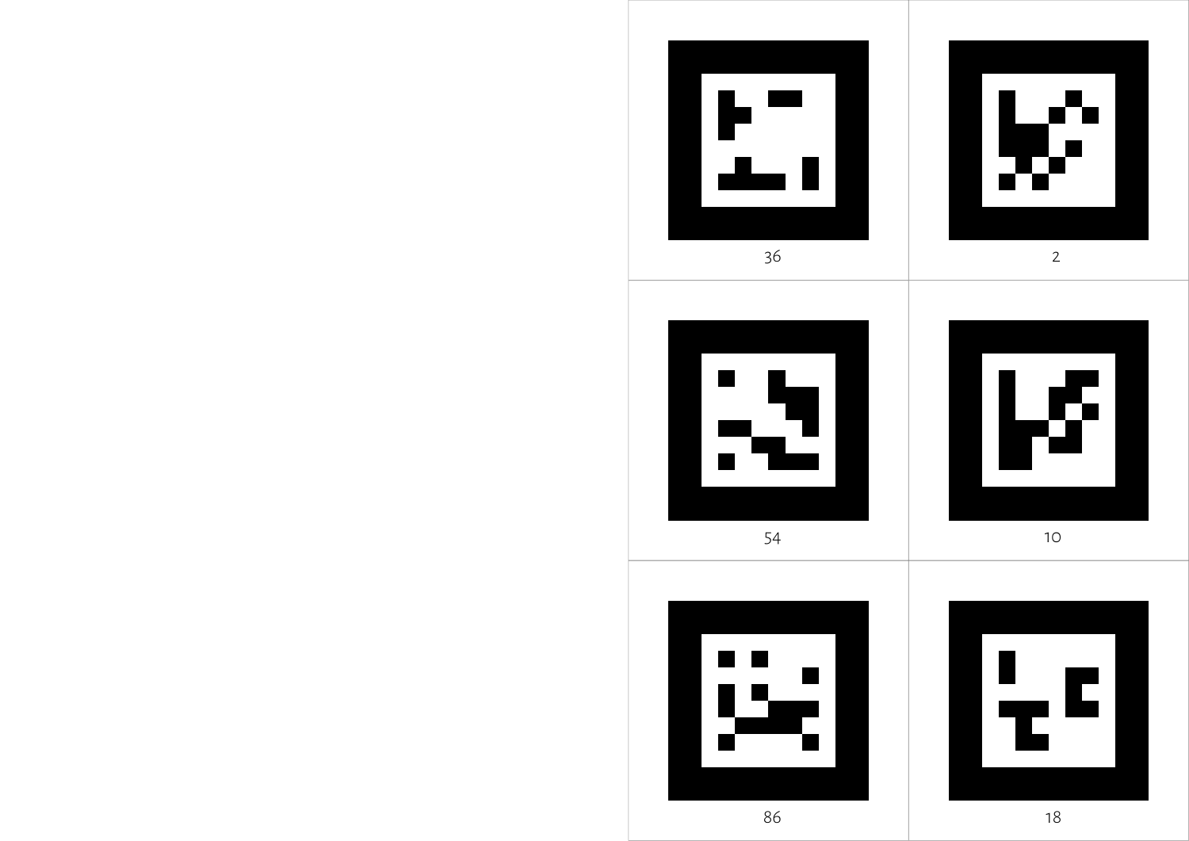| | |
|---|---|
| 36 | 2 |
| 54 | 10 |
| 86 | 18 |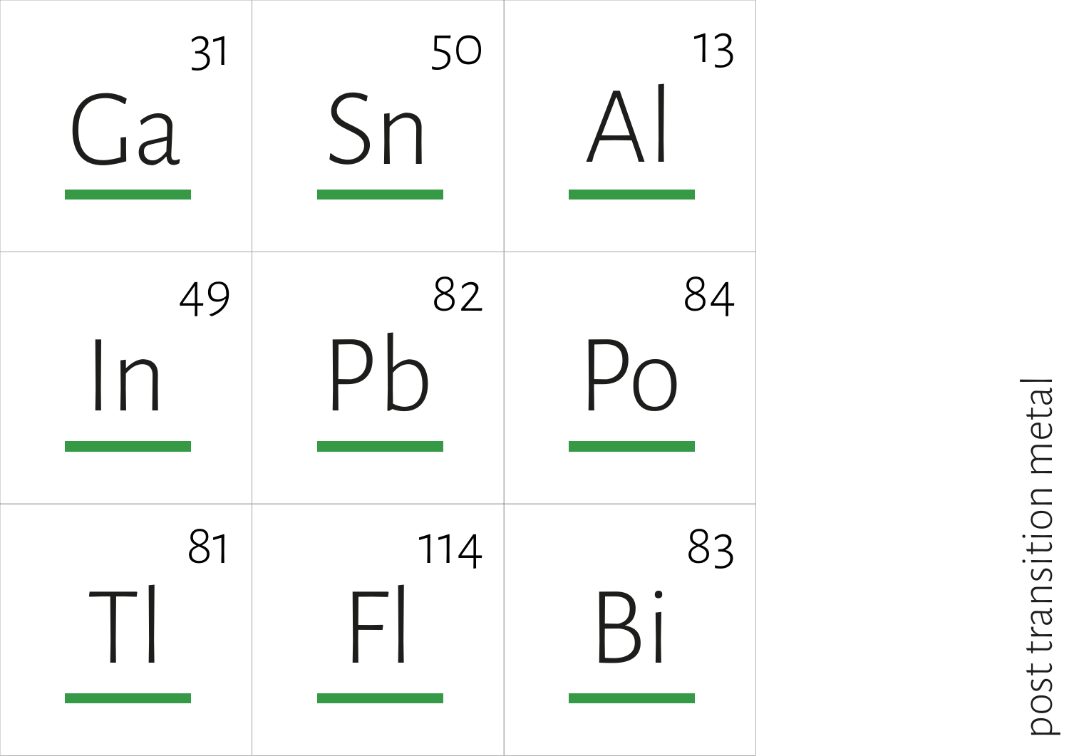| 31 Ga | 50 Sn | 13 Al |
| --- | --- | --- |
| 49 In | 82 Pb | 84 Po |
| 81 Tl | 114 Fl | 83 Bi |

post transition metal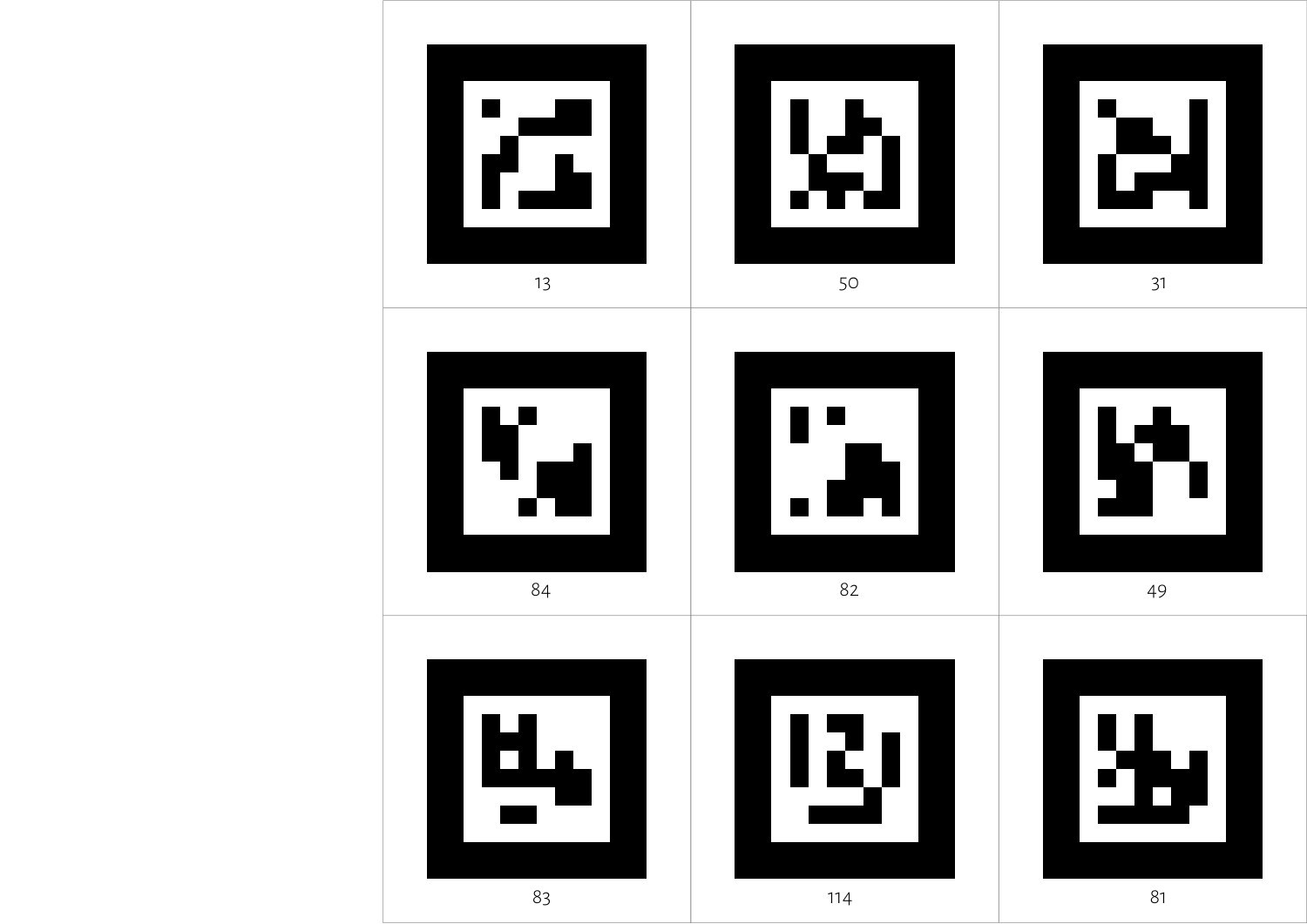| | | |
|---|---|---|
| 13 | 50 | 31 |
| 84 | 82 | 49 |
| 83 | 114 | 81 |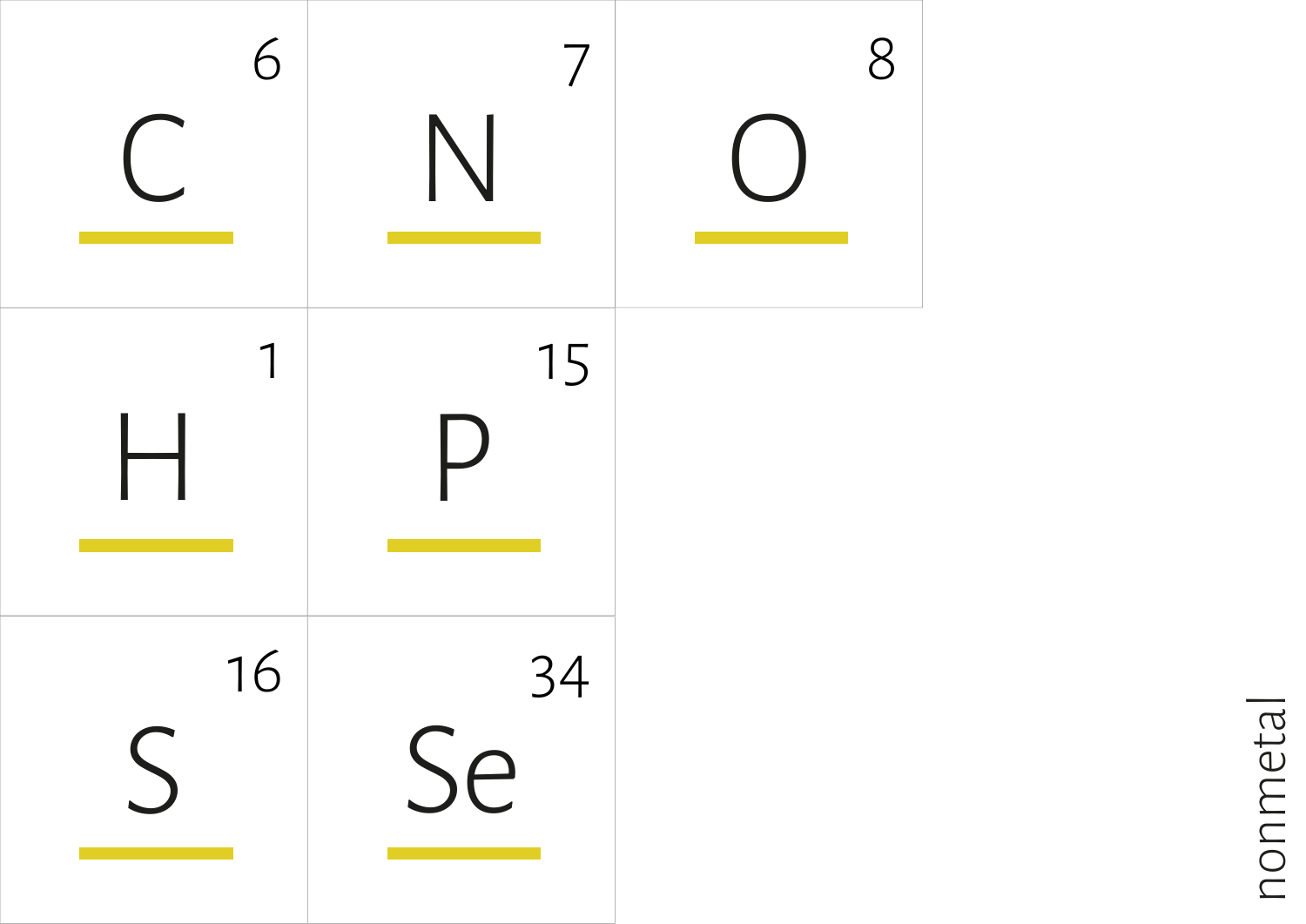| | | |
|---|---|---|
| C 6 | N 7 | O 8 |
| H 1 | P 15 | |
| S 16 | Se 34 | |

nonmetal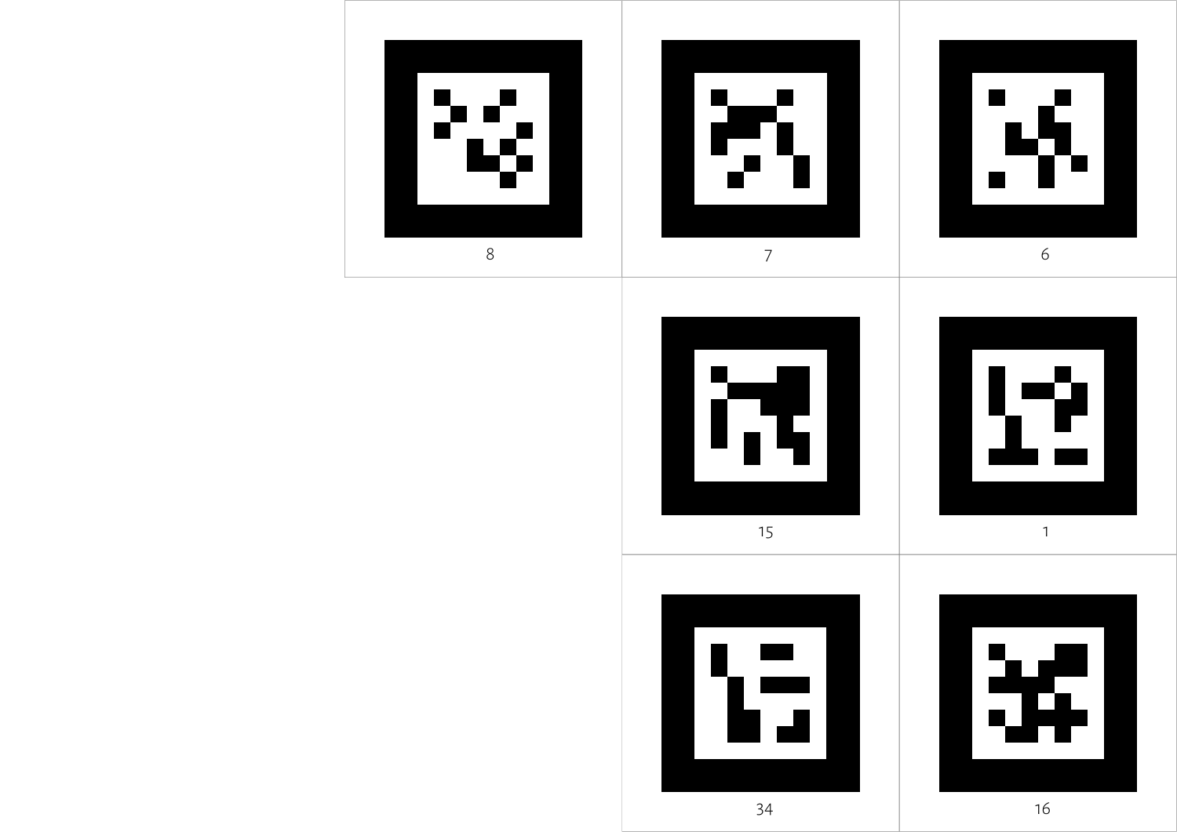8

7

6

15

1

34

16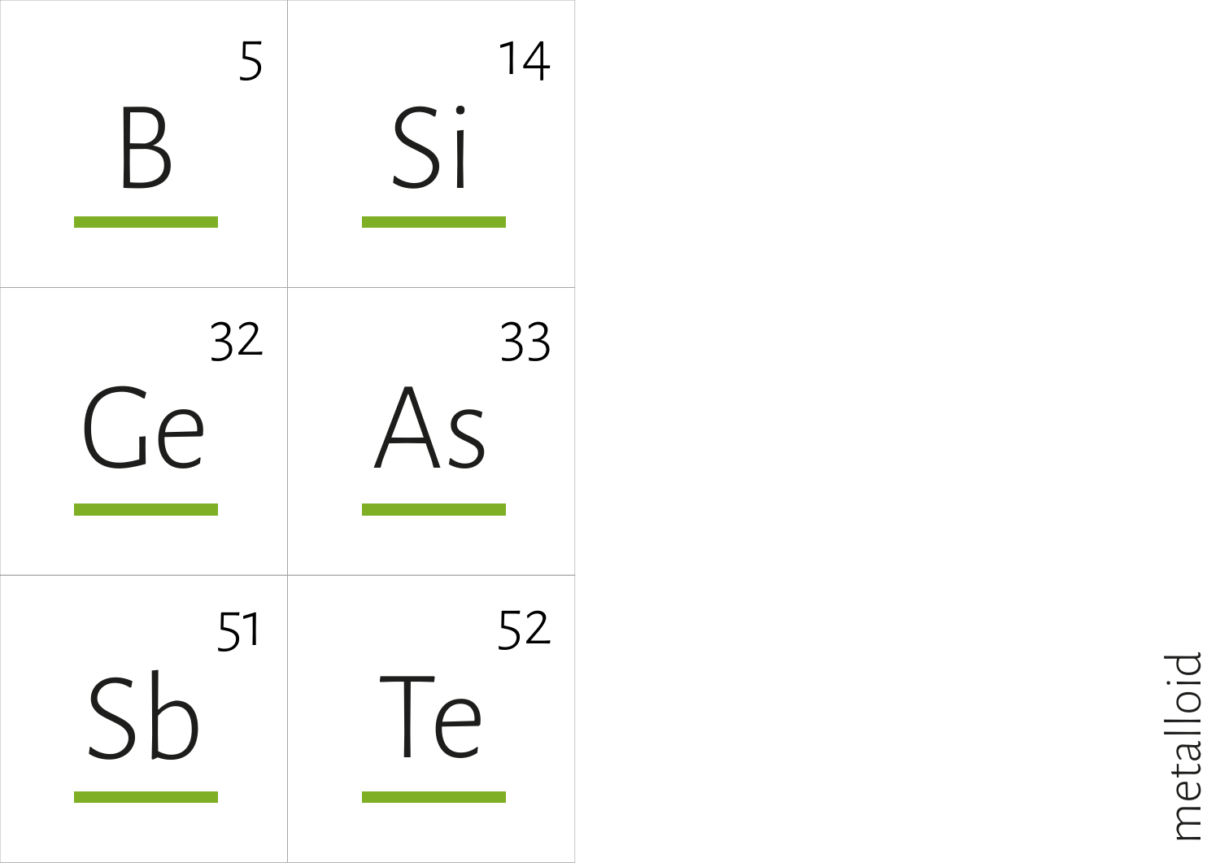| | |
|---|---|
| 5 B | 14 Si |
| 32 Ge | 33 As |
| 51 Sb | 52 Te |

metalloid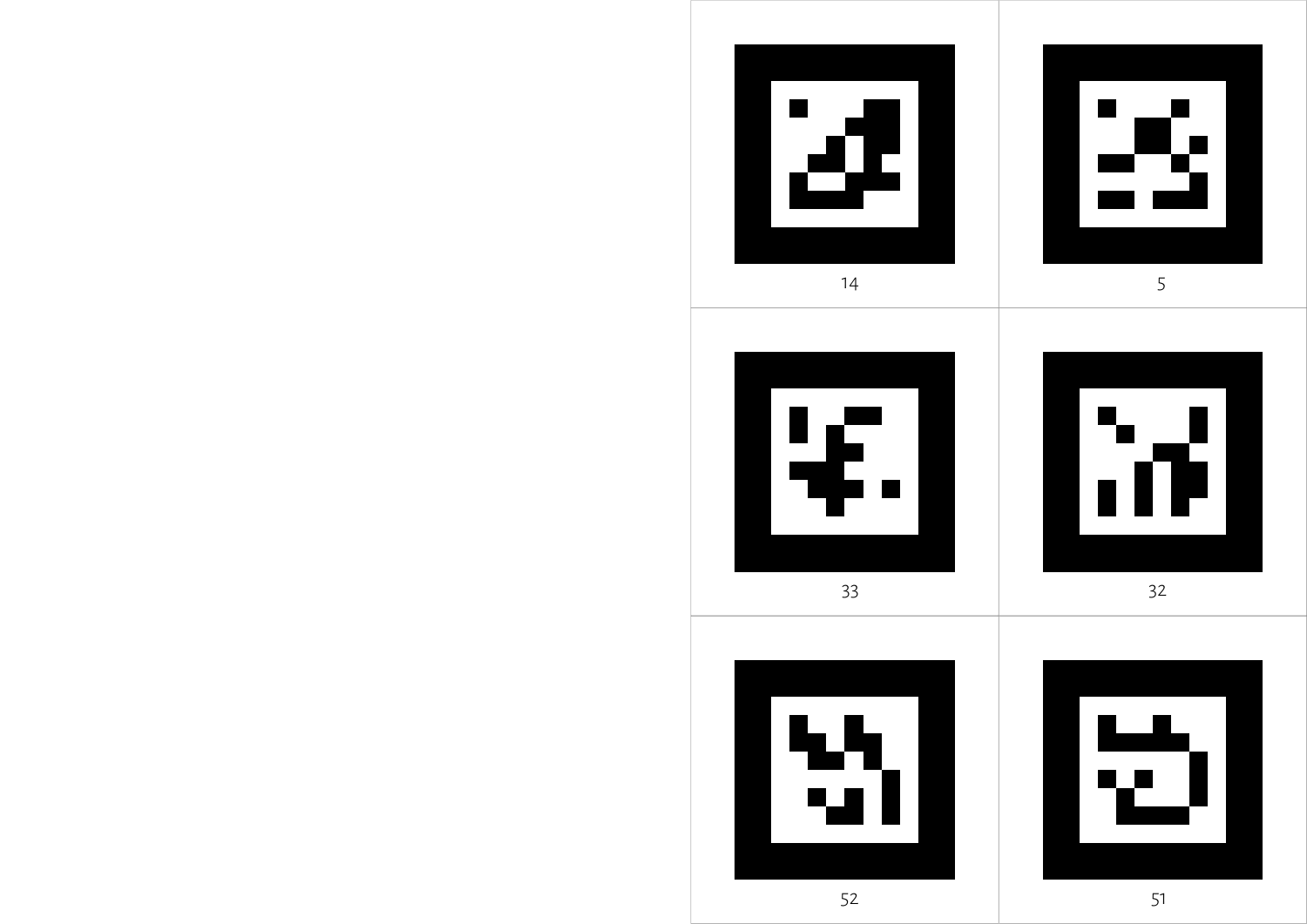| | |
|---|---|
| 14 | 5 |
| 33 | 32 |
| 52 | 51 |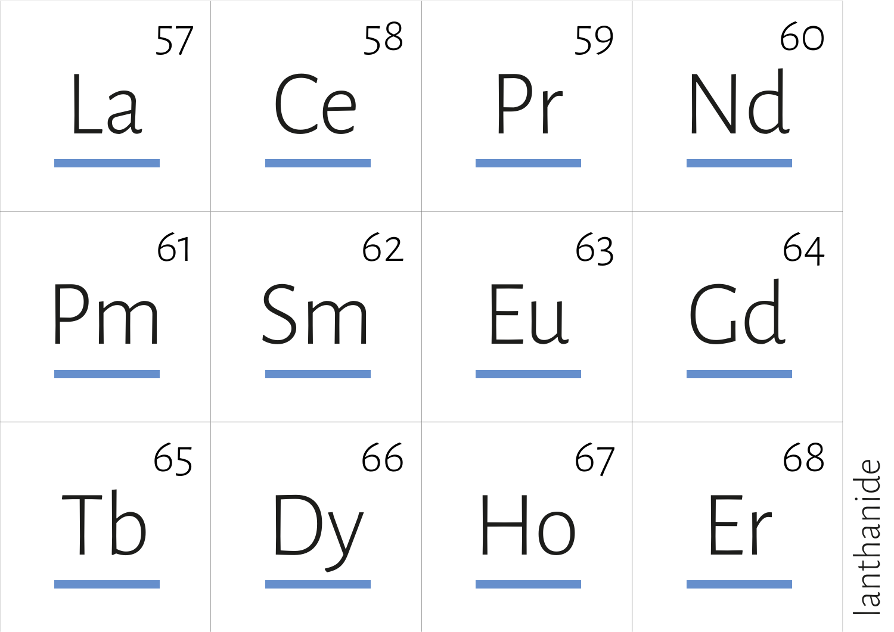| | | | |
|---|---|---|---|
| 57 La | 58 Ce | 59 Pr | 60 Nd |
| 61 Pm | 62 Sm | 63 Eu | 64 Gd |
| 65 Tb | 66 Dy | 67 Ho | 68 Er |

lanthanide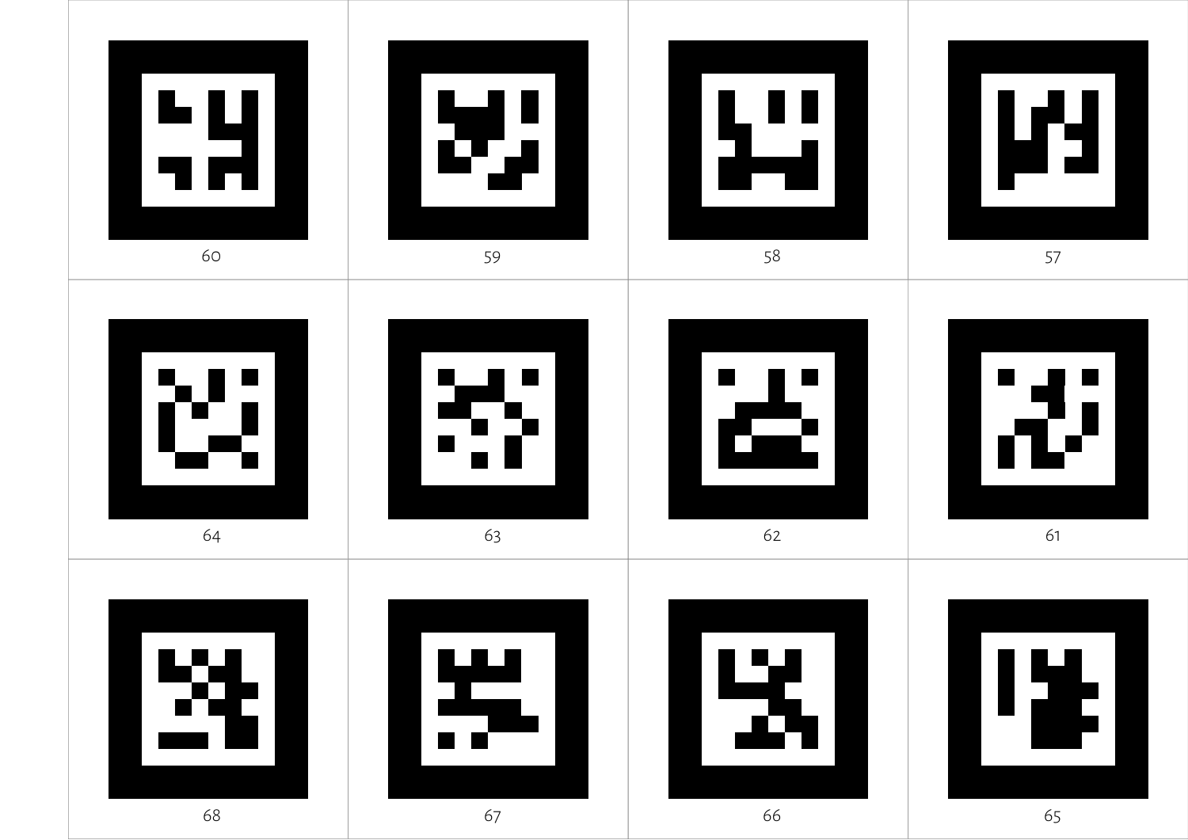60

59

58

57

64

63

62

61

68

67

66

65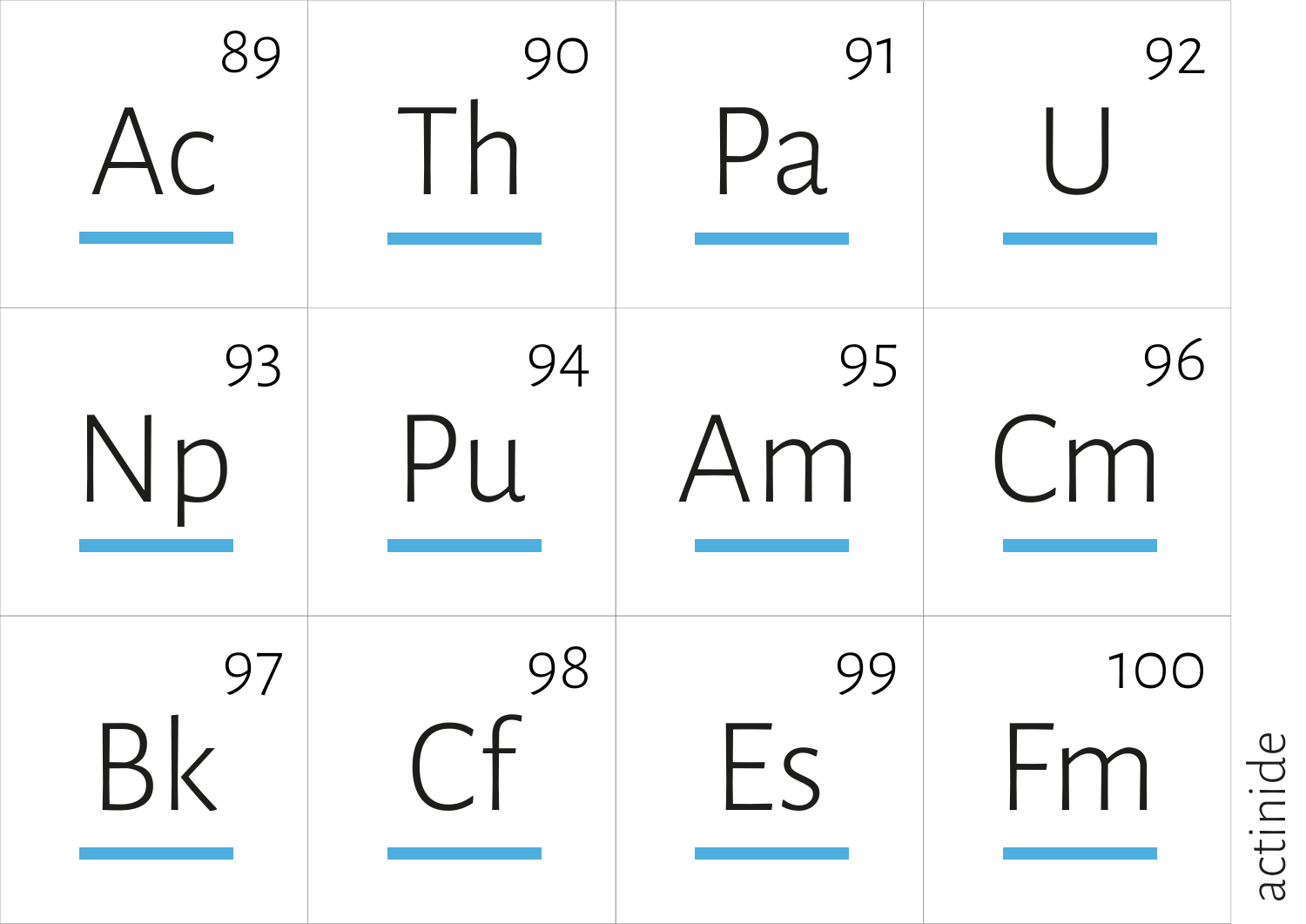| 89 Ac | 90 Th | 91 Pa | 92 U |
| --- | --- | --- | --- |
| 93 Np | 94 Pu | 95 Am | 96 Cm |
| 97 Bk | 98 Cf | 99 Es | 100 Fm |

actinide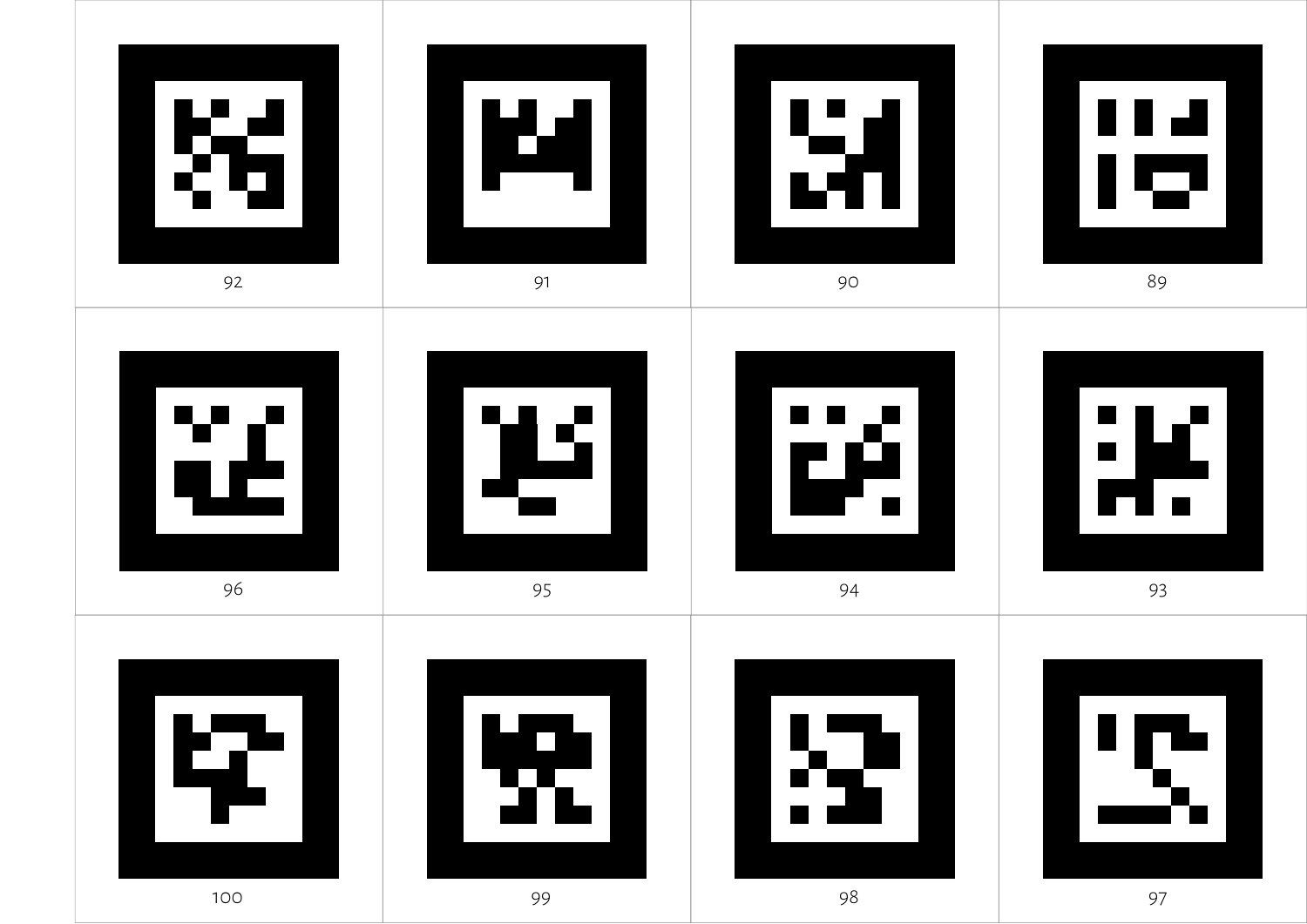92

91

90

89

96

95

94

93

100

99

98

97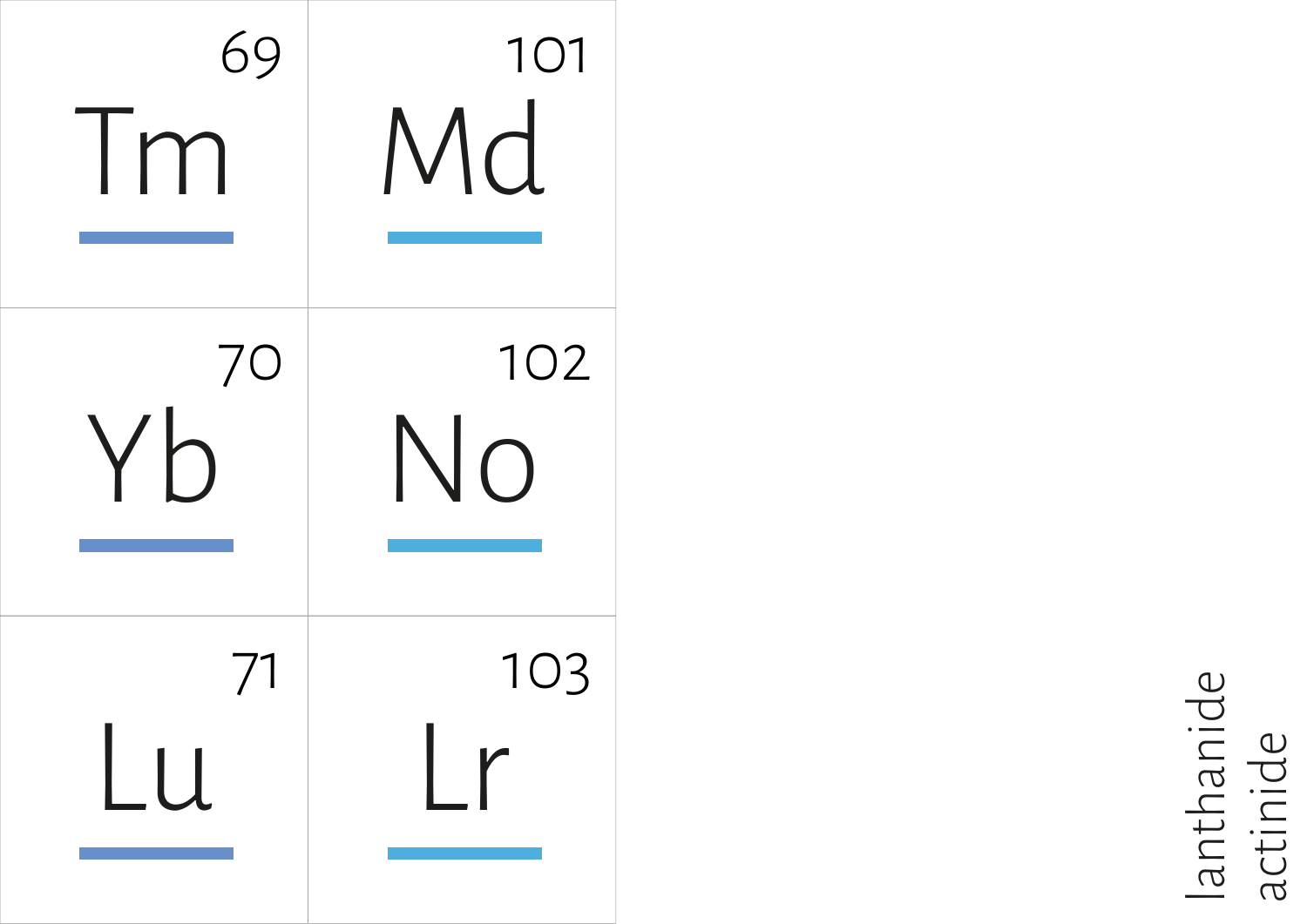| | |
|---|---|
| 69 Tm | 101 Md |
| 70 Yb | 102 No |
| 71 Lu | 103 Lr |

lanthanide
actinide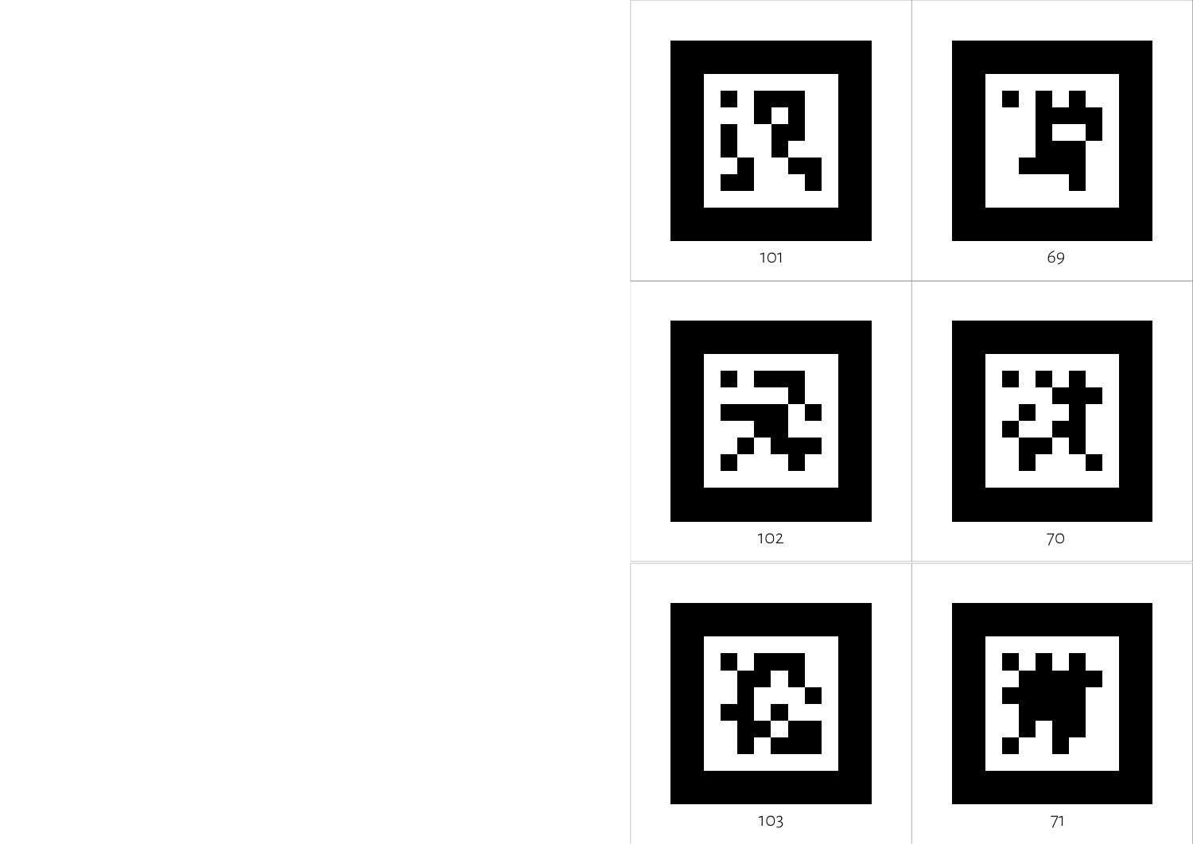101

69

102

70

103

71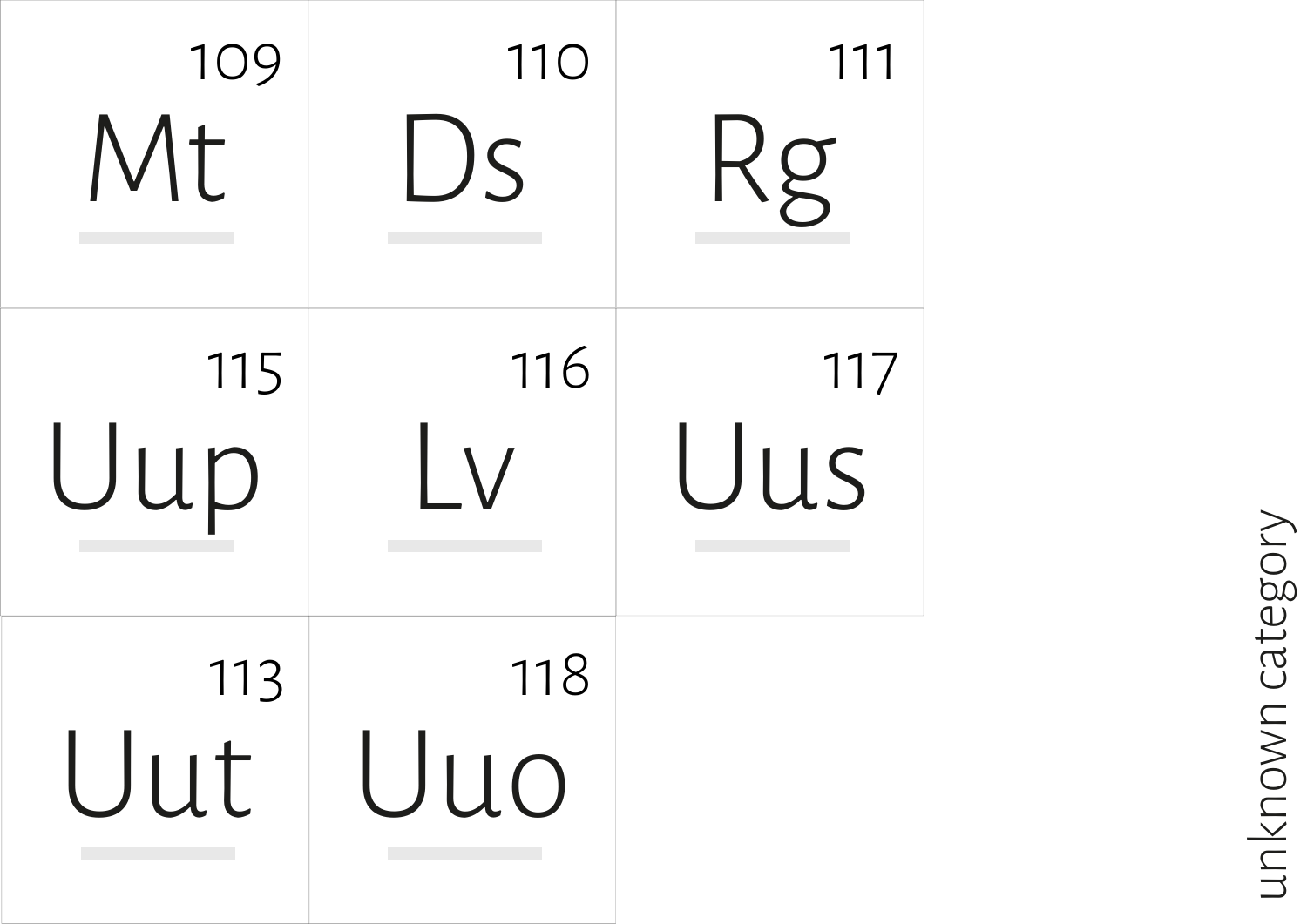| 109 Mt | 110 Ds | 111 Rg |
| --- | --- | --- |
| 115 Uup | 116 Lv | 117 Uus |
| 113 Uut | 118 Uuo | |

unknown category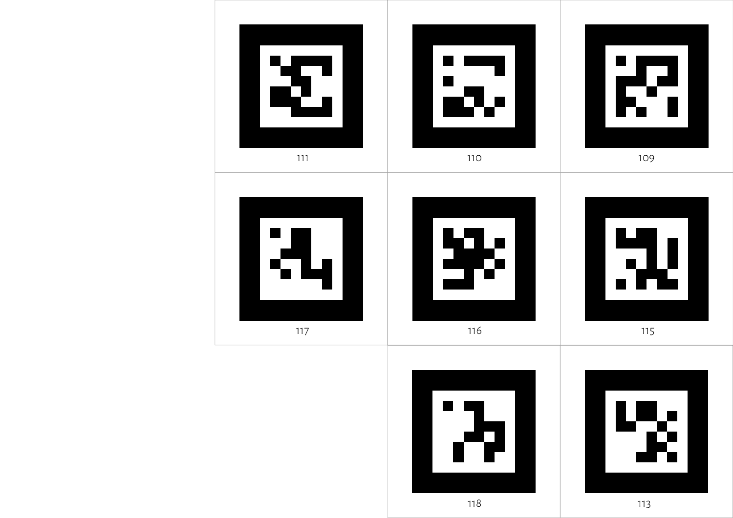111

110

109

117

116

115

118

113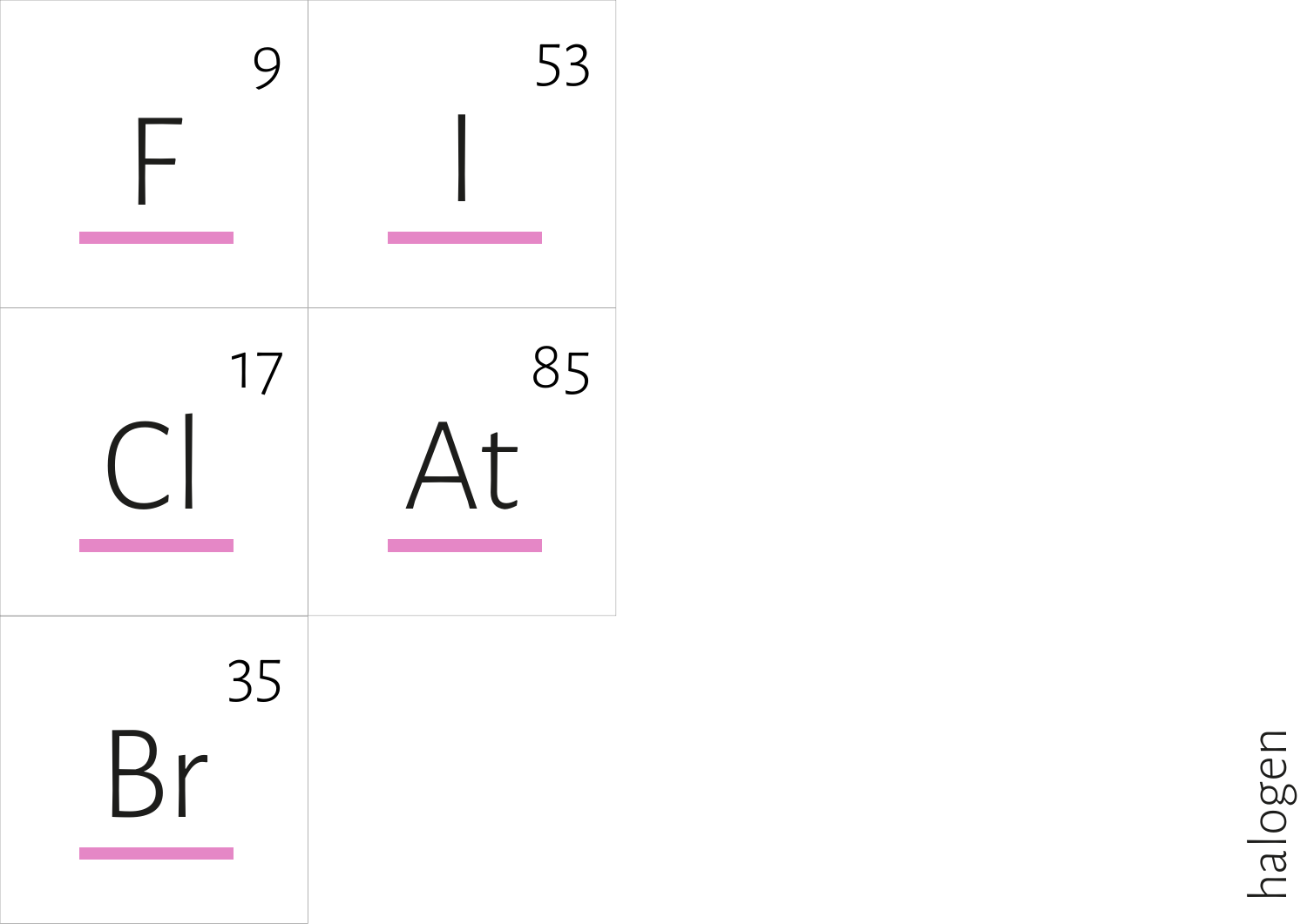| | |
|---|---|
| 9<br>F | 53<br>I |
| 17<br>Cl | 85<br>At |
| 35<br>Br | |

halogen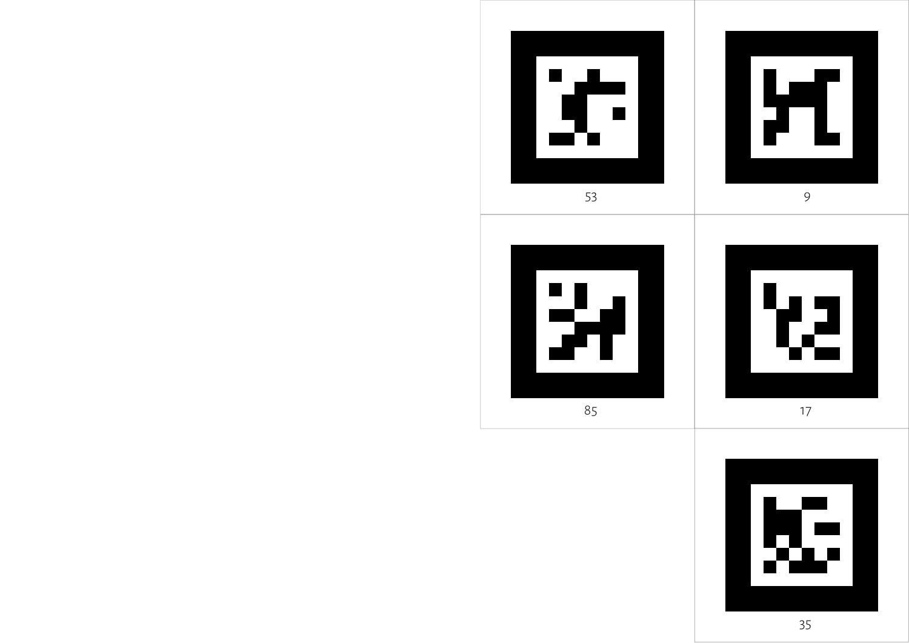53

9

85

17

35